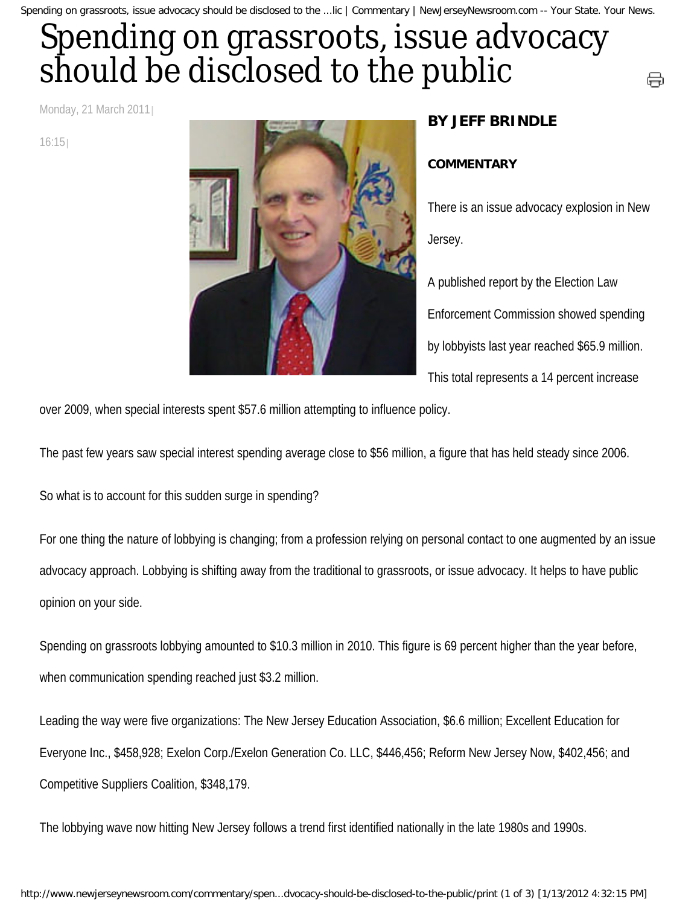# Spending on grassroots, issue advocacy should be disclosed to the public

Monday, 21 March 2011 |

16:15 |

**BY JEFF BRINDLE**

**COMMENTARY**

There is an issue advocacy explosion in New Jersey.

A published report by the Election Law Enforcement Commission showed spending by lobbyists last year reached $65.9 million. This total represents a 14 percent increase over 2009, when special interests spent $57.6 million attempting to influence policy.

The past few years saw special interest spending average close to $56 million, a figure that has held steady since 2006.

So what is to account for this sudden surge in spending?

For one thing the nature of lobbying is changing; from a profession relying on personal contact to one augmented by an issue advocacy approach. Lobbying is shifting away from the traditional to grassroots, or issue advocacy. It helps to have public opinion on your side.

Spending on grassroots lobbying amounted to $10.3 million in 2010. This figure is 69 percent higher than the year before, when communication spending reached just $3.2 million.

Leading the way were five organizations: The New Jersey Education Association, $6.6 million; Excellent Education for Everyone Inc., $458,928; Exelon Corp./Exelon Generation Co. LLC, $446,456; Reform New Jersey Now, $402,456; and Competitive Suppliers Coalition, $348,179.

The lobbying wave now hitting New Jersey follows a trend first identified nationally in the late 1980s and 1990s.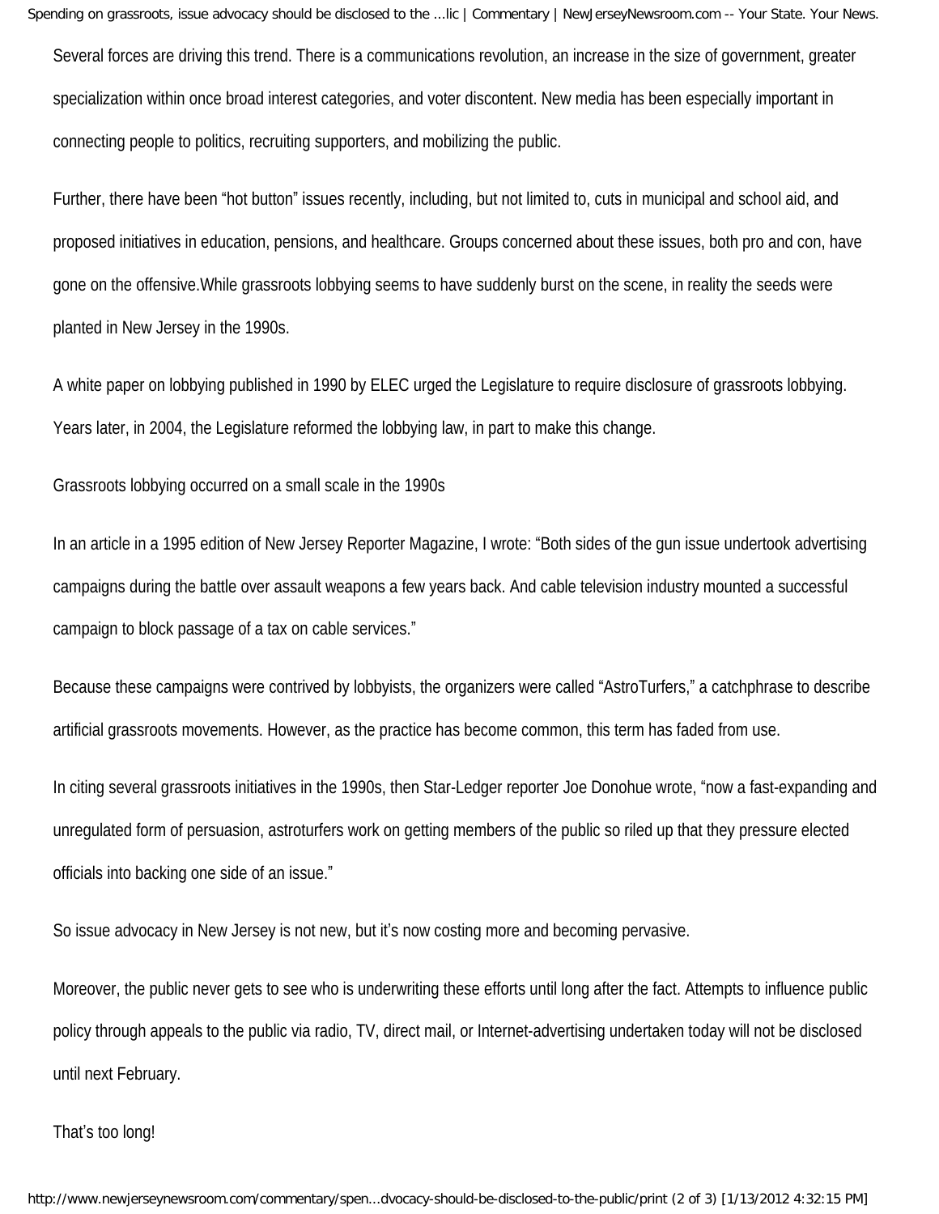Several forces are driving this trend. There is a communications revolution, an increase in the size of government, greater specialization within once broad interest categories, and voter discontent. New media has been especially important in connecting people to politics, recruiting supporters, and mobilizing the public.

Further, there have been "hot button" issues recently, including, but not limited to, cuts in municipal and school aid, and proposed initiatives in education, pensions, and healthcare. Groups concerned about these issues, both pro and con, have gone on the offensive.While grassroots lobbying seems to have suddenly burst on the scene, in reality the seeds were planted in New Jersey in the 1990s.

A white paper on lobbying published in 1990 by ELEC urged the Legislature to require disclosure of grassroots lobbying. Years later, in 2004, the Legislature reformed the lobbying law, in part to make this change.

Grassroots lobbying occurred on a small scale in the 1990s

In an article in a 1995 edition of New Jersey Reporter Magazine, I wrote: "Both sides of the gun issue undertook advertising campaigns during the battle over assault weapons a few years back. And cable television industry mounted a successful campaign to block passage of a tax on cable services."

Because these campaigns were contrived by lobbyists, the organizers were called "AstroTurfers," a catchphrase to describe artificial grassroots movements. However, as the practice has become common, this term has faded from use.

In citing several grassroots initiatives in the 1990s, then Star-Ledger reporter Joe Donohue wrote, "now a fast-expanding and unregulated form of persuasion, astroturfers work on getting members of the public so riled up that they pressure elected officials into backing one side of an issue."

So issue advocacy in New Jersey is not new, but it's now costing more and becoming pervasive.

Moreover, the public never gets to see who is underwriting these efforts until long after the fact. Attempts to influence public policy through appeals to the public via radio, TV, direct mail, or Internet-advertising undertaken today will not be disclosed until next February.

That's too long!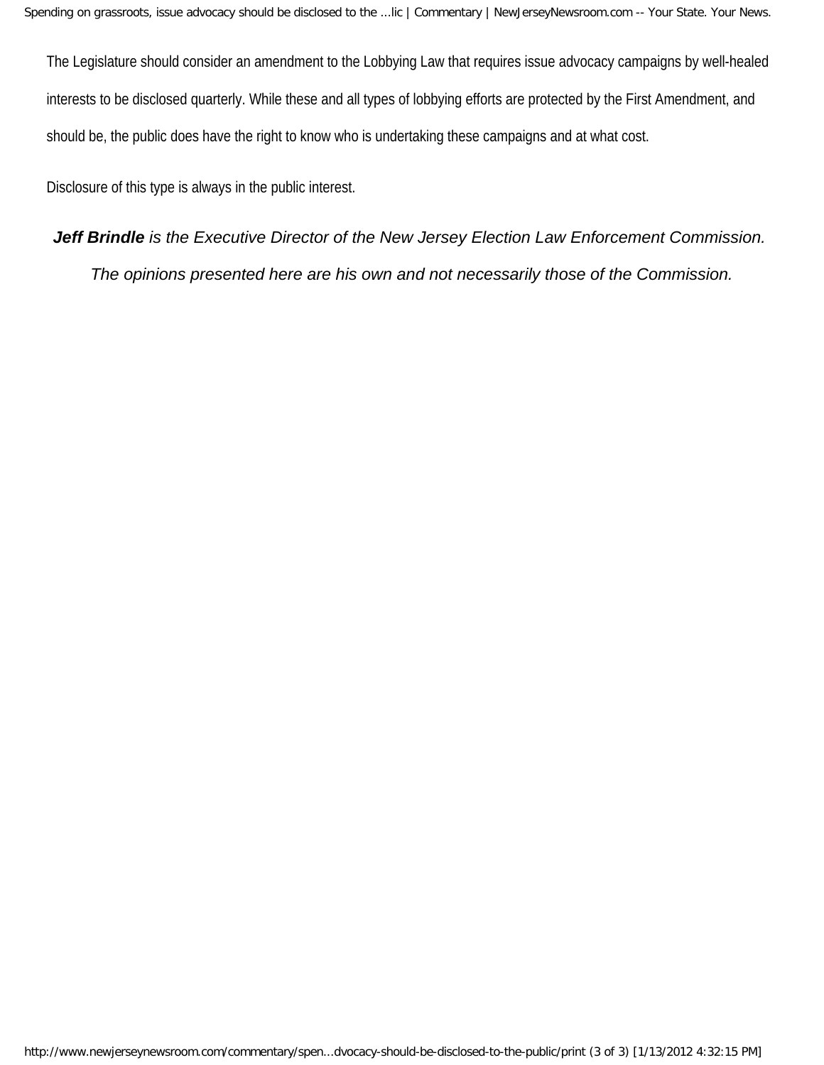The Legislature should consider an amendment to the Lobbying Law that requires issue advocacy campaigns by well-healed interests to be disclosed quarterly. While these and all types of lobbying efforts are protected by the First Amendment, and should be, the public does have the right to know who is undertaking these campaigns and at what cost.

Disclosure of this type is always in the public interest.

***Jeff Brindle*** *is the Executive Director of the New Jersey Election Law Enforcement Commission. The opinions presented here are his own and not necessarily those of the Commission.*